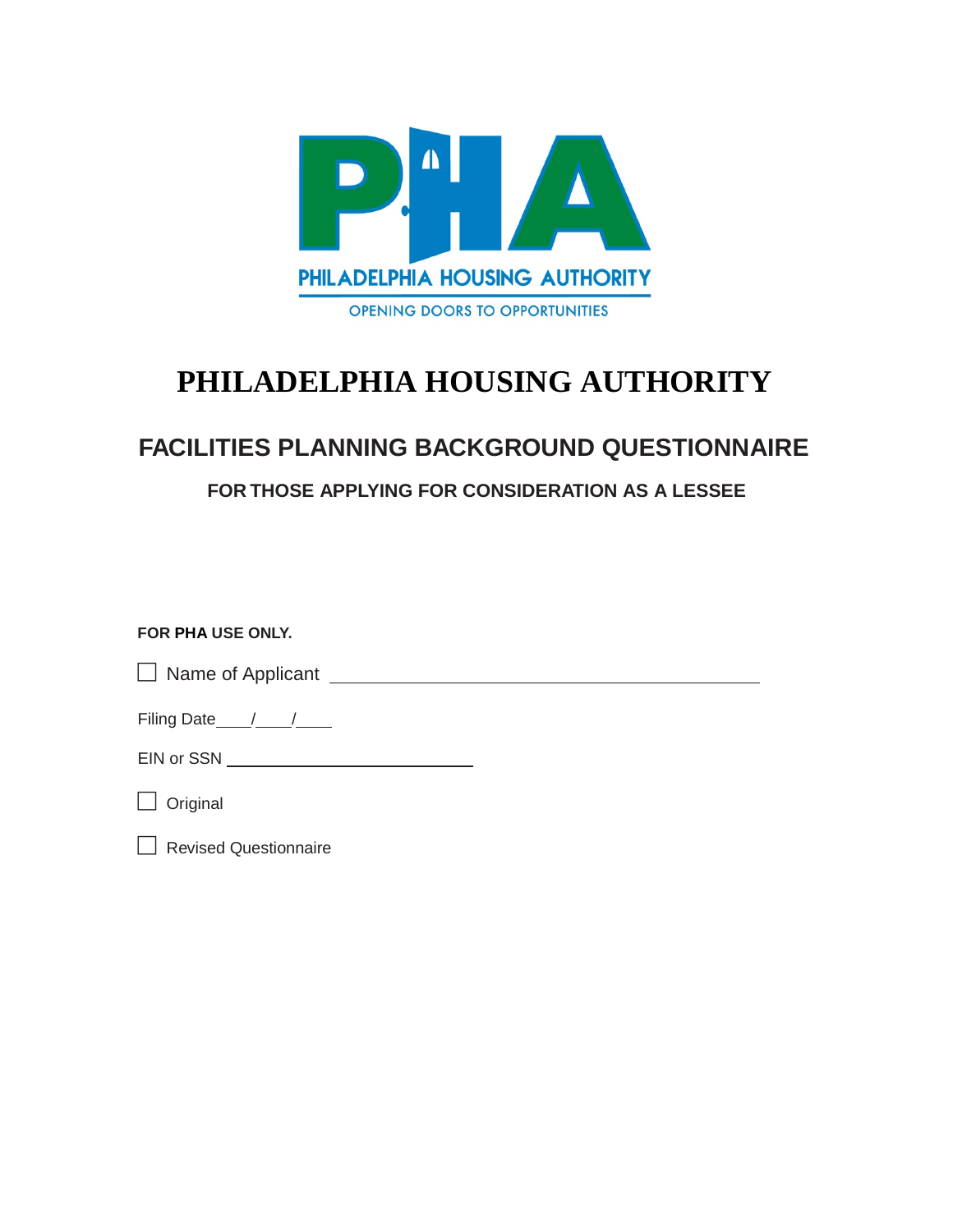# PHILADELPHIA HOUSING AUTHORITY

## FACILITIES PLANNING BACKGROUND QUESTIONNAIRE

### FOR THOSE APPLYING FOR CONSIDERATION AS A LESSEE

**FOR PHA USE ONLY.**

☐ Name of Applicant ______________________________________________

Filing Date____/____/____

EIN or SSN ___________________________

☐ Original

☐ Revised Questionnaire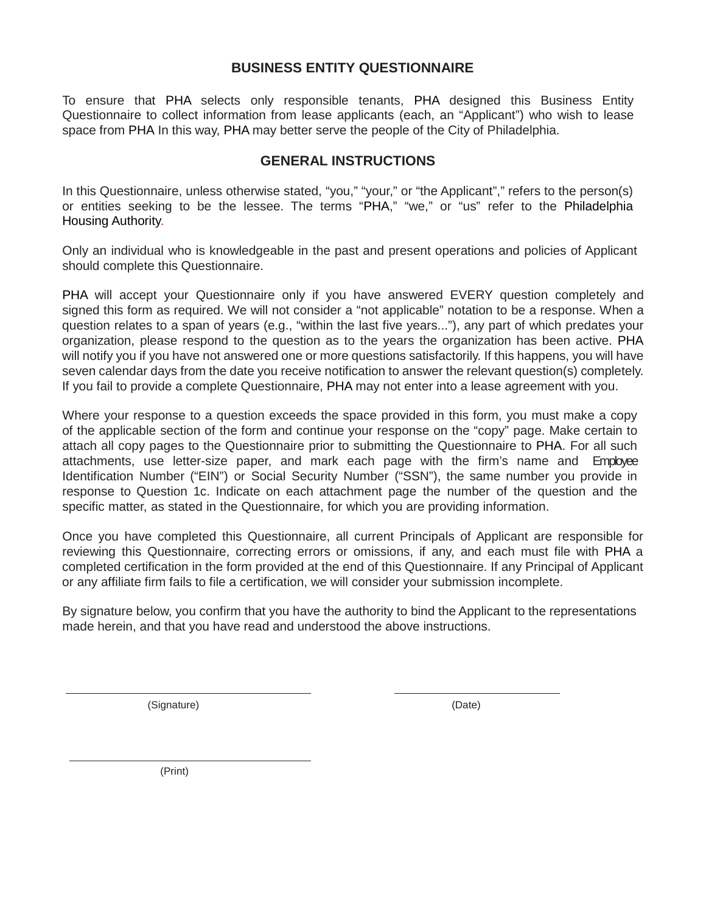## BUSINESS ENTITY QUESTIONNAIRE

To ensure that PHA selects only responsible tenants, PHA designed this Business Entity Questionnaire to collect information from lease applicants (each, an "Applicant") who wish to lease space from PHA In this way, PHA may better serve the people of the City of Philadelphia.

## GENERAL INSTRUCTIONS

In this Questionnaire, unless otherwise stated, "you," "your," or "the Applicant"," refers to the person(s) or entities seeking to be the lessee. The terms "PHA," "we," or "us" refer to the Philadelphia Housing Authority.

Only an individual who is knowledgeable in the past and present operations and policies of Applicant should complete this Questionnaire.

PHA will accept your Questionnaire only if you have answered EVERY question completely and signed this form as required. We will not consider a "not applicable" notation to be a response. When a question relates to a span of years (e.g., "within the last five years..."), any part of which predates your organization, please respond to the question as to the years the organization has been active. PHA will notify you if you have not answered one or more questions satisfactorily. If this happens, you will have seven calendar days from the date you receive notification to answer the relevant question(s) completely. If you fail to provide a complete Questionnaire, PHA may not enter into a lease agreement with you.

Where your response to a question exceeds the space provided in this form, you must make a copy of the applicable section of the form and continue your response on the "copy" page. Make certain to attach all copy pages to the Questionnaire prior to submitting the Questionnaire to PHA. For all such attachments, use letter-size paper, and mark each page with the firm's name and Employee Identification Number ("EIN") or Social Security Number ("SSN"), the same number you provide in response to Question 1c. Indicate on each attachment page the number of the question and the specific matter, as stated in the Questionnaire, for which you are providing information.

Once you have completed this Questionnaire, all current Principals of Applicant are responsible for reviewing this Questionnaire, correcting errors or omissions, if any, and each must file with PHA a completed certification in the form provided at the end of this Questionnaire. If any Principal of Applicant or any affiliate firm fails to file a certification, we will consider your submission incomplete.

By signature below, you confirm that you have the authority to bind the Applicant to the representations made herein, and that you have read and understood the above instructions.

\_\_\_\_\_\_\_\_\_\_\_\_\_\_\_\_\_\_\_\_\_\_\_\_\_\_\_\_\_\_ \_\_\_\_\_\_\_\_\_\_\_\_\_\_\_\_\_\_\_\_

(Signature) (Date)

\_\_\_\_\_\_\_\_\_\_\_\_\_\_\_\_\_\_\_\_\_\_\_\_\_\_\_\_\_\_

(Print)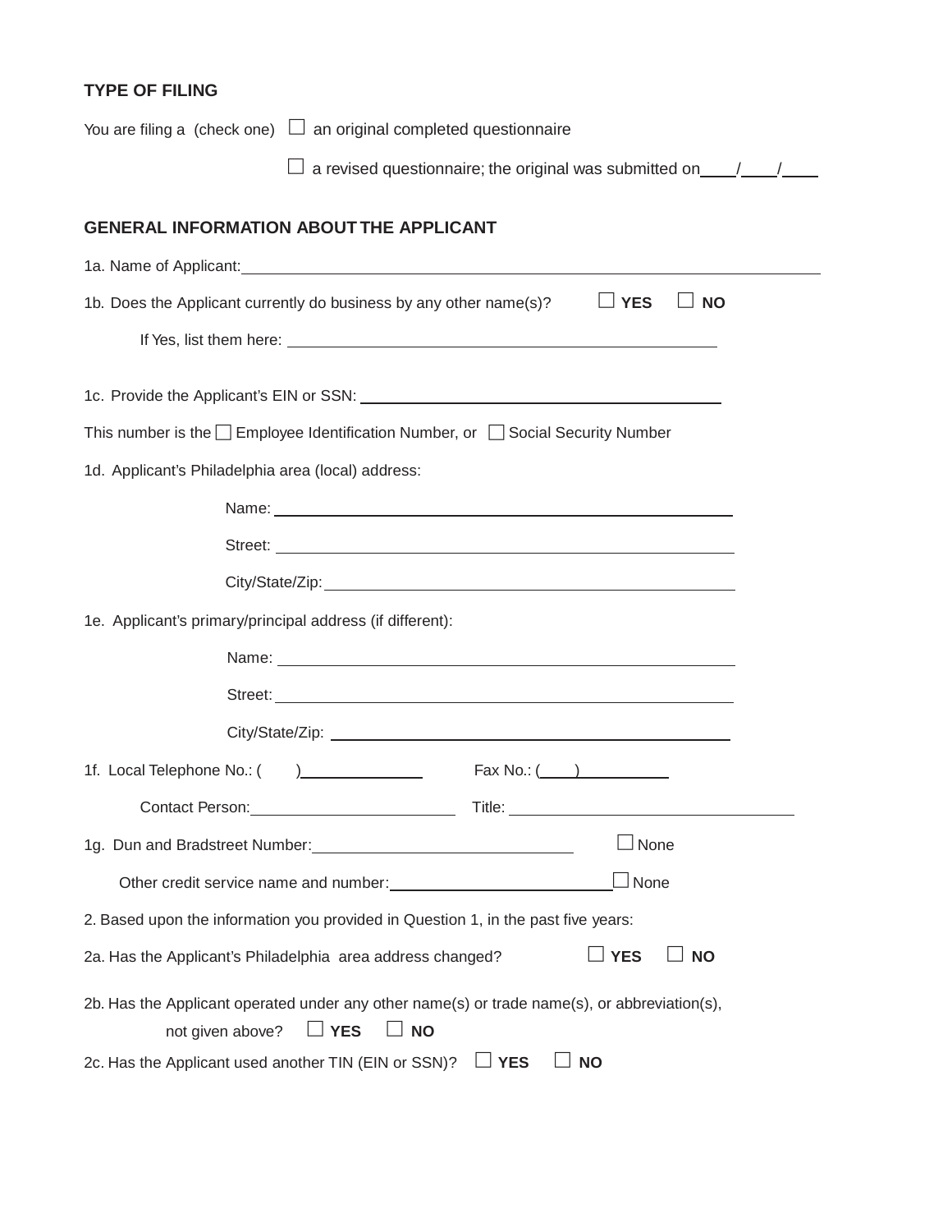## TYPE OF FILING

You are filing a (check one) ☐ an original completed questionnaire

☐ a revised questionnaire; the original was submitted on ____/____/____

## GENERAL INFORMATION ABOUT THE APPLICANT

1a. Name of Applicant: ______________________________________________

1b. Does the Applicant currently do business by any other name(s)? ☐ **YES** ☐ **NO**

If Yes, list them here: ______________________________________________

1c. Provide the Applicant's EIN or SSN: ______________________________

This number is the ☐ Employee Identification Number, or ☐ Social Security Number

1d. Applicant's Philadelphia area (local) address:

Name: ______________________________________________

Street: ______________________________________________

City/State/Zip: ______________________________________________

1e. Applicant's primary/principal address (if different):

Name: ______________________________________________

Street: ______________________________________________

City/State/Zip: ______________________________________________

1f. Local Telephone No.: ( ) ______________ Fax No.: ( ) ______________

Contact Person: ______________________ Title: ______________________

1g. Dun and Bradstreet Number: ______________________ ☐ None

Other credit service name and number: ______________________ ☐ None

2. Based upon the information you provided in Question 1, in the past five years:

2a. Has the Applicant's Philadelphia area address changed? ☐ **YES** ☐ **NO**

2b. Has the Applicant operated under any other name(s) or trade name(s), or abbreviation(s), not given above? ☐ **YES** ☐ **NO**

2c. Has the Applicant used another TIN (EIN or SSN)? ☐ **YES** ☐ **NO**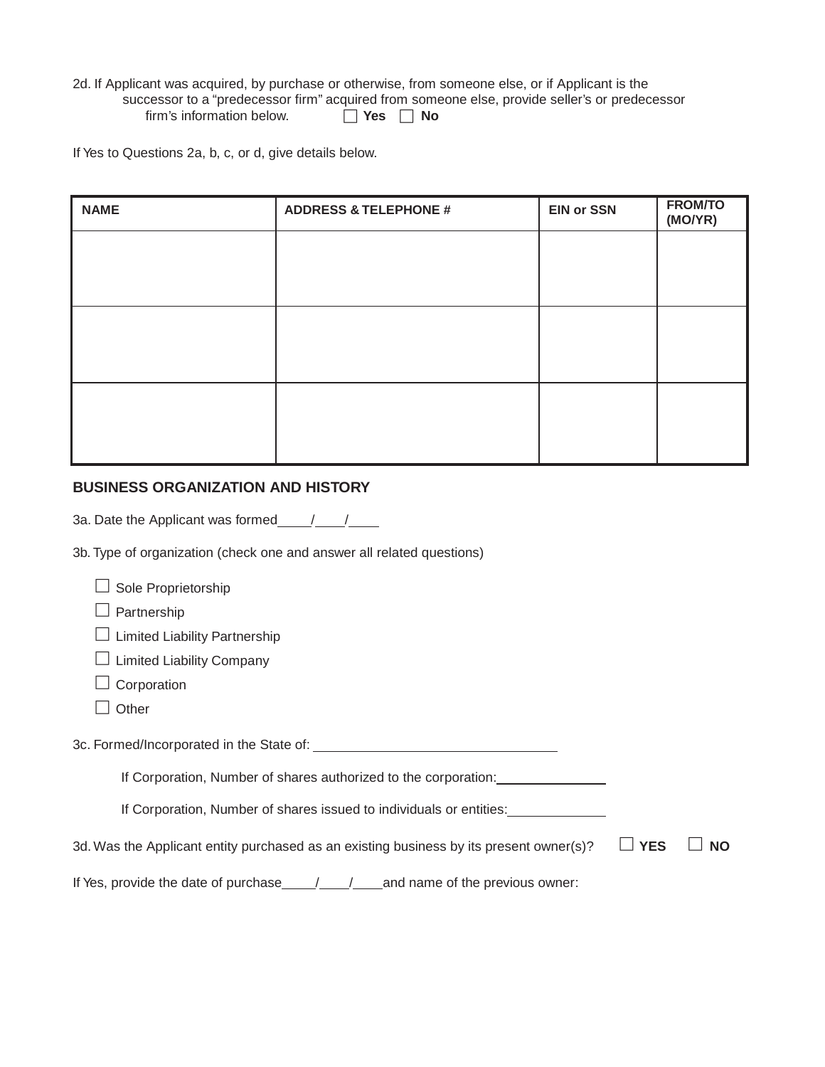2d. If Applicant was acquired, by purchase or otherwise, from someone else, or if Applicant is the successor to a "predecessor firm" acquired from someone else, provide seller's or predecessor firm's information below. ☐ **Yes** ☐ **No**

If Yes to Questions 2a, b, c, or d, give details below.

| NAME | ADDRESS & TELEPHONE # | EIN or SSN | FROM/TO (MO/YR) |
|---|---|---|---|
| | | | |
| | | | |
| | | | |

## BUSINESS ORGANIZATION AND HISTORY

3a. Date the Applicant was formed____/____/____

3b. Type of organization (check one and answer all related questions)

☐ Sole Proprietorship
☐ Partnership
☐ Limited Liability Partnership
☐ Limited Liability Company
☐ Corporation
☐ Other

3c. Formed/Incorporated in the State of: ________________________________

If Corporation, Number of shares authorized to the corporation:______________

If Corporation, Number of shares issued to individuals or entities:_____________

3d. Was the Applicant entity purchased as an existing business by its present owner(s)? ☐ **YES** ☐ **NO**

If Yes, provide the date of purchase____/____/____and name of the previous owner: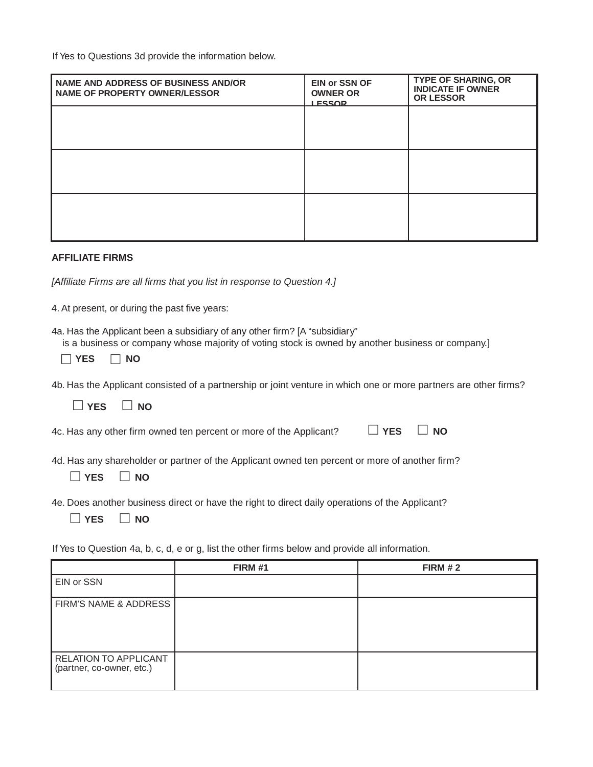If Yes to Questions 3d provide the information below.

| NAME AND ADDRESS OF BUSINESS AND/OR NAME OF PROPERTY OWNER/LESSOR | EIN or SSN OF OWNER OR LESSOR | TYPE OF SHARING, OR INDICATE IF OWNER OR LESSOR |
|---|---|---|
| | | |
| | | |
| | | |

**AFFILIATE FIRMS**

*[Affiliate Firms are all firms that you list in response to Question 4.]*

4. At present, or during the past five years:

4a. Has the Applicant been a subsidiary of any other firm? [A "subsidiary" is a business or company whose majority of voting stock is owned by another business or company.]

☐ **YES** ☐ **NO**

4b. Has the Applicant consisted of a partnership or joint venture in which one or more partners are other firms?

☐ **YES** ☐ **NO**

4c. Has any other firm owned ten percent or more of the Applicant? ☐ **YES** ☐ **NO**

4d. Has any shareholder or partner of the Applicant owned ten percent or more of another firm?

☐ **YES** ☐ **NO**

4e. Does another business direct or have the right to direct daily operations of the Applicant?

☐ **YES** ☐ **NO**

If Yes to Question 4a, b, c, d, e or g, list the other firms below and provide all information.

| | FIRM #1 | FIRM # 2 |
|---|---|---|
| EIN or SSN | | |
| FIRM'S NAME & ADDRESS | | |
| RELATION TO APPLICANT (partner, co-owner, etc.) | | |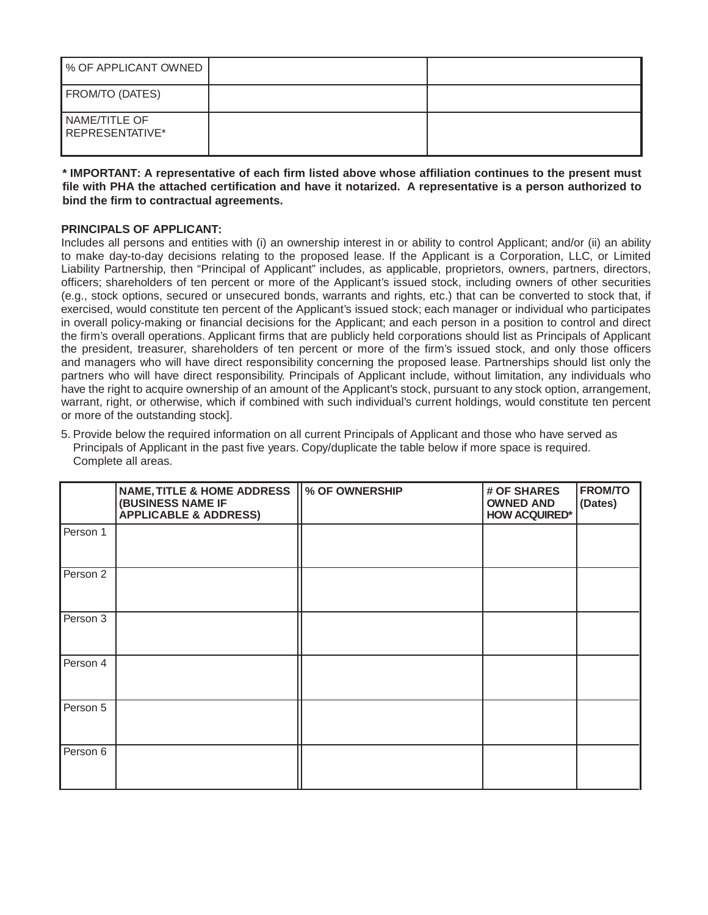| % OF APPLICANT OWNED | | |
|---|---|---|
| FROM/TO (DATES) | | |
| NAME/TITLE OF REPRESENTATIVE* | | |

**\* IMPORTANT: A representative of each firm listed above whose affiliation continues to the present must file with PHA the attached certification and have it notarized. A representative is a person authorized to bind the firm to contractual agreements.**

**PRINCIPALS OF APPLICANT:**

Includes all persons and entities with (i) an ownership interest in or ability to control Applicant; and/or (ii) an ability to make day-to-day decisions relating to the proposed lease. If the Applicant is a Corporation, LLC, or Limited Liability Partnership, then "Principal of Applicant" includes, as applicable, proprietors, owners, partners, directors, officers; shareholders of ten percent or more of the Applicant's issued stock, including owners of other securities (e.g., stock options, secured or unsecured bonds, warrants and rights, etc.) that can be converted to stock that, if exercised, would constitute ten percent of the Applicant's issued stock; each manager or individual who participates in overall policy-making or financial decisions for the Applicant; and each person in a position to control and direct the firm's overall operations. Applicant firms that are publicly held corporations should list as Principals of Applicant the president, treasurer, shareholders of ten percent or more of the firm's issued stock, and only those officers and managers who will have direct responsibility concerning the proposed lease. Partnerships should list only the partners who will have direct responsibility. Principals of Applicant include, without limitation, any individuals who have the right to acquire ownership of an amount of the Applicant's stock, pursuant to any stock option, arrangement, warrant, right, or otherwise, which if combined with such individual's current holdings, would constitute ten percent or more of the outstanding stock].

5. Provide below the required information on all current Principals of Applicant and those who have served as Principals of Applicant in the past five years. Copy/duplicate the table below if more space is required. Complete all areas.

| | NAME, TITLE & HOME ADDRESS (BUSINESS NAME IF APPLICABLE & ADDRESS) | % OF OWNERSHIP | # OF SHARES OWNED AND HOW ACQUIRED* | FROM/TO (Dates) |
|---|---|---|---|---|
| Person 1 | | | | |
| Person 2 | | | | |
| Person 3 | | | | |
| Person 4 | | | | |
| Person 5 | | | | |
| Person 6 | | | | |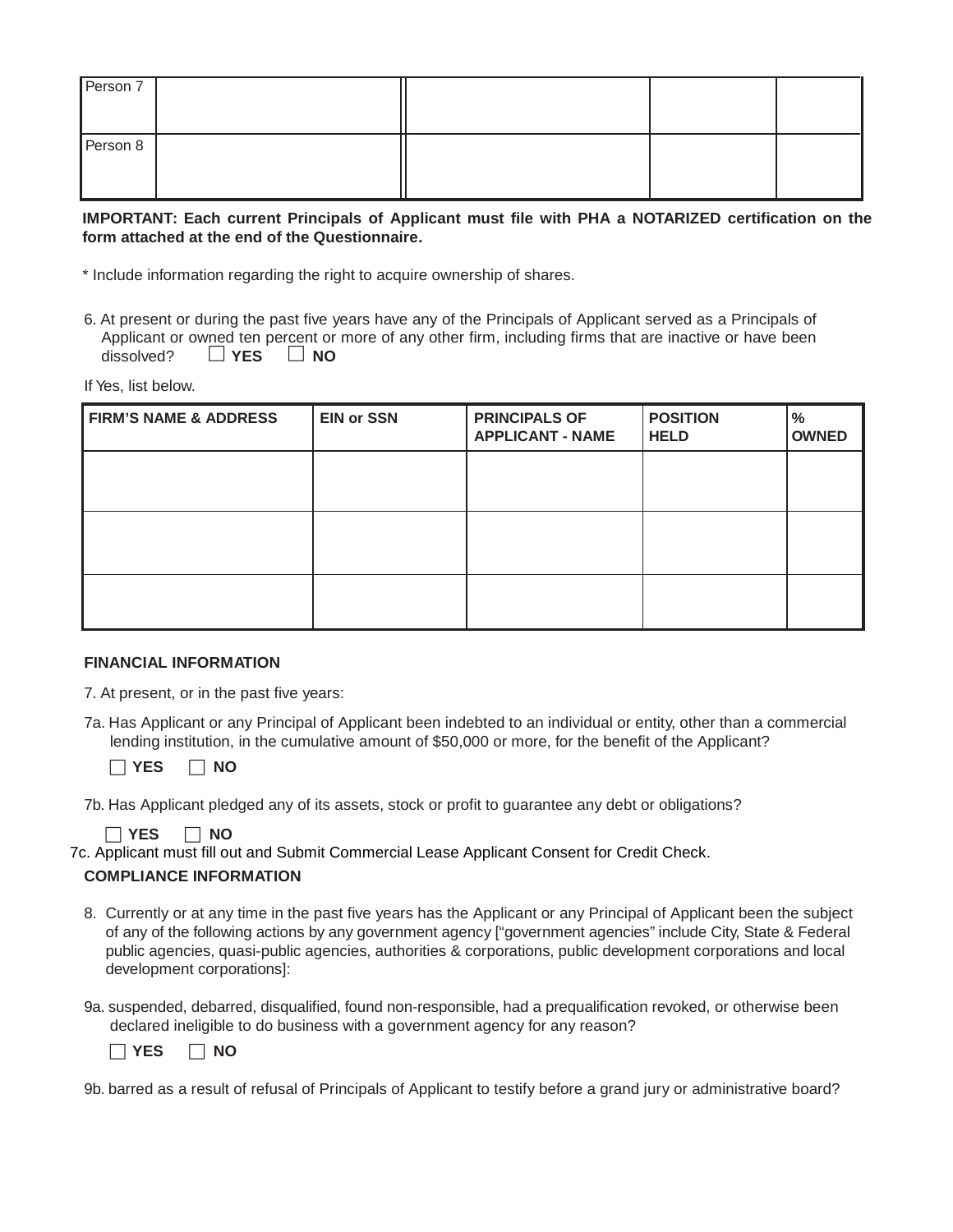| | | | | |
|---|---|---|---|---|
| Person 7 | | | | |
| Person 8 | | | | |

**IMPORTANT: Each current Principals of Applicant must file with PHA a NOTARIZED certification on the form attached at the end of the Questionnaire.**

* Include information regarding the right to acquire ownership of shares.

6. At present or during the past five years have any of the Principals of Applicant served as a Principals of Applicant or owned ten percent or more of any other firm, including firms that are inactive or have been dissolved? ☐ **YES** ☐ **NO**

If Yes, list below.

| FIRM'S NAME & ADDRESS | EIN or SSN | PRINCIPALS OF APPLICANT - NAME | POSITION HELD | % OWNED |
|---|---|---|---|---|
| | | | | |
| | | | | |
| | | | | |

**FINANCIAL INFORMATION**

7. At present, or in the past five years:

7a. Has Applicant or any Principal of Applicant been indebted to an individual or entity, other than a commercial lending institution, in the cumulative amount of $50,000 or more, for the benefit of the Applicant?

☐ **YES** ☐ **NO**

7b. Has Applicant pledged any of its assets, stock or profit to guarantee any debt or obligations?

☐ **YES** ☐ **NO**

7c. Applicant must fill out and Submit Commercial Lease Applicant Consent for Credit Check.

**COMPLIANCE INFORMATION**

8. Currently or at any time in the past five years has the Applicant or any Principal of Applicant been the subject of any of the following actions by any government agency ["government agencies" include City, State & Federal public agencies, quasi-public agencies, authorities & corporations, public development corporations and local development corporations]:

9a. suspended, debarred, disqualified, found non-responsible, had a prequalification revoked, or otherwise been declared ineligible to do business with a government agency for any reason?

☐ **YES** ☐ **NO**

9b. barred as a result of refusal of Principals of Applicant to testify before a grand jury or administrative board?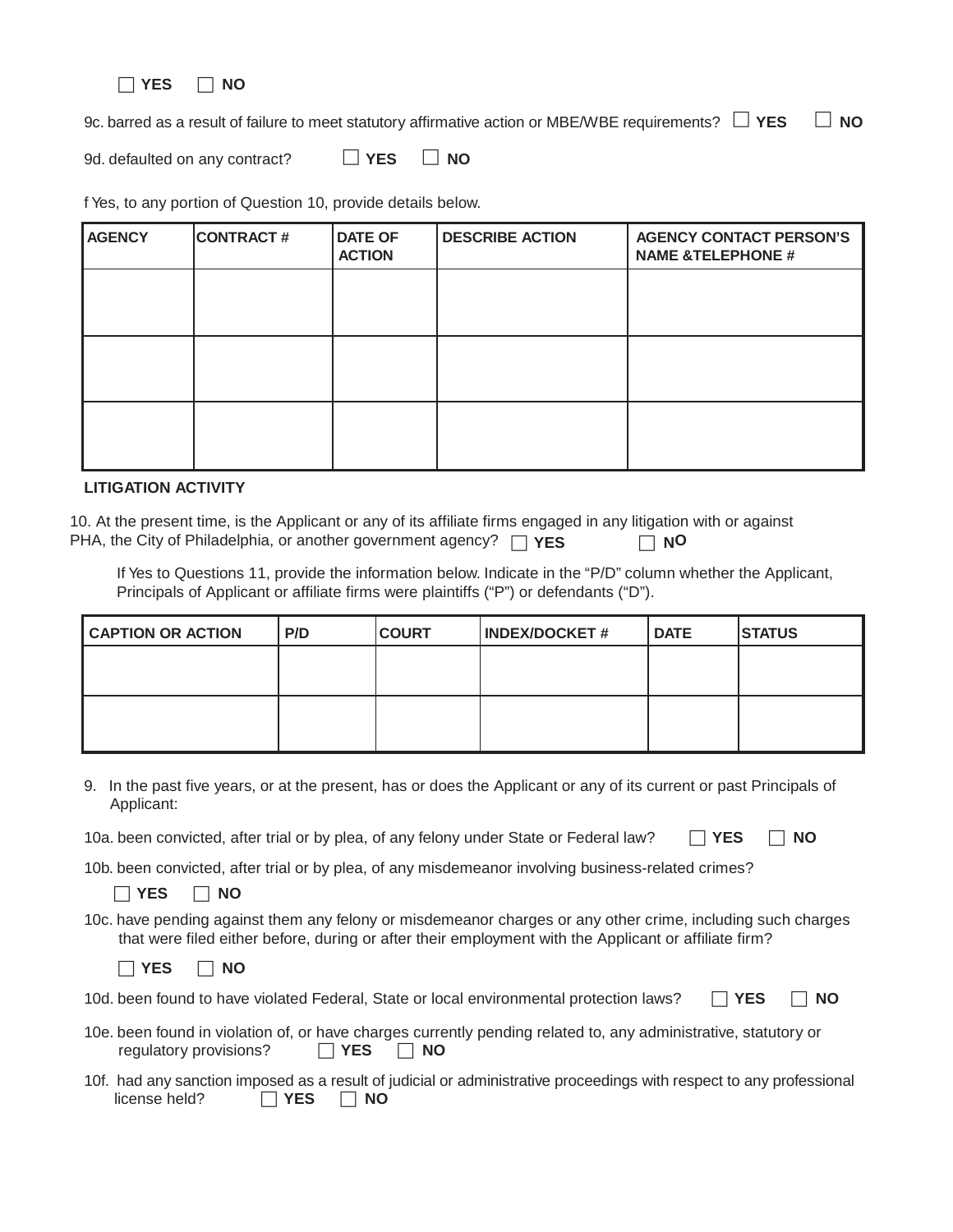☐ YES ☐ NO

9c. barred as a result of failure to meet statutory affirmative action or MBE/WBE requirements? ☐ YES ☐ NO

9d. defaulted on any contract? ☐ YES ☐ NO

f Yes, to any portion of Question 10, provide details below.

| AGENCY | CONTRACT # | DATE OF ACTION | DESCRIBE ACTION | AGENCY CONTACT PERSON'S NAME &TELEPHONE # |
|---|---|---|---|---|
| | | | | |
| | | | | |
| | | | | |

**LITIGATION ACTIVITY**

10. At the present time, is the Applicant or any of its affiliate firms engaged in any litigation with or against PHA, the City of Philadelphia, or another government agency? ☐ YES ☐ NO

If Yes to Questions 11, provide the information below. Indicate in the "P/D" column whether the Applicant, Principals of Applicant or affiliate firms were plaintiffs ("P") or defendants ("D").

| CAPTION OR ACTION | P/D | COURT | INDEX/DOCKET # | DATE | STATUS |
|---|---|---|---|---|---|
| | | | | | |
| | | | | | |

9. In the past five years, or at the present, has or does the Applicant or any of its current or past Principals of Applicant:

10a. been convicted, after trial or by plea, of any felony under State or Federal law? ☐ YES ☐ NO

10b. been convicted, after trial or by plea, of any misdemeanor involving business-related crimes?

☐ YES ☐ NO

10c. have pending against them any felony or misdemeanor charges or any other crime, including such charges that were filed either before, during or after their employment with the Applicant or affiliate firm?

☐ YES ☐ NO

10d. been found to have violated Federal, State or local environmental protection laws? ☐ YES ☐ NO

10e. been found in violation of, or have charges currently pending related to, any administrative, statutory or regulatory provisions? ☐ YES ☐ NO

10f. had any sanction imposed as a result of judicial or administrative proceedings with respect to any professional license held? ☐ YES ☐ NO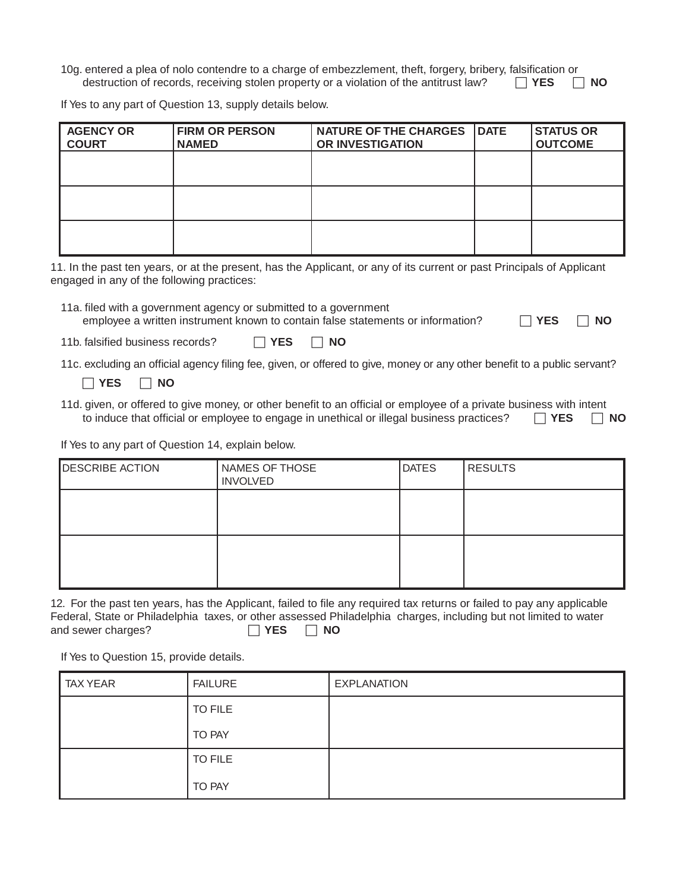10g. entered a plea of nolo contendre to a charge of embezzlement, theft, forgery, bribery, falsification or destruction of records, receiving stolen property or a violation of the antitrust law? ☐ **YES** ☐ **NO**

If Yes to any part of Question 13, supply details below.

| **AGENCY OR COURT** | **FIRM OR PERSON NAMED** | **NATURE OF THE CHARGES OR INVESTIGATION** | **DATE** | **STATUS OR OUTCOME** |
|---|---|---|---|---|
| | | | | |
| | | | | |
| | | | | |

11. In the past ten years, or at the present, has the Applicant, or any of its current or past Principals of Applicant engaged in any of the following practices:

11a. filed with a government agency or submitted to a government employee a written instrument known to contain false statements or information? ☐ **YES** ☐ **NO**

11b. falsified business records? ☐ **YES** ☐ **NO**

11c. excluding an official agency filing fee, given, or offered to give, money or any other benefit to a public servant?

☐ **YES** ☐ **NO**

11d. given, or offered to give money, or other benefit to an official or employee of a private business with intent to induce that official or employee to engage in unethical or illegal business practices? ☐ **YES** ☐ **NO**

If Yes to any part of Question 14, explain below.

| DESCRIBE ACTION | NAMES OF THOSE INVOLVED | DATES | RESULTS |
|---|---|---|---|
| | | | |
| | | | |

12. For the past ten years, has the Applicant, failed to file any required tax returns or failed to pay any applicable Federal, State or Philadelphia taxes, or other assessed Philadelphia charges, including but not limited to water and sewer charges? ☐ **YES** ☐ **NO**

If Yes to Question 15, provide details.

| TAX YEAR | FAILURE | EXPLANATION |
|---|---|---|
| | TO FILE<br>TO PAY | |
| | TO FILE<br>TO PAY | |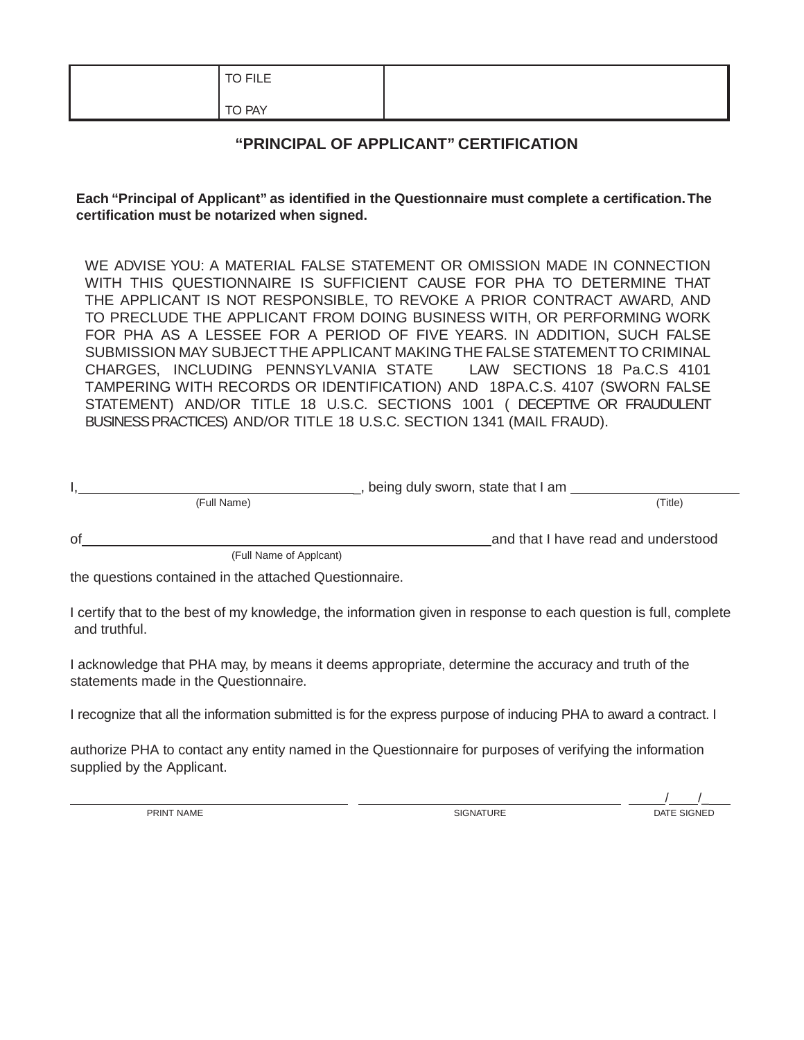| | | |
|---|---|---|
| | TO FILE<br><br>TO PAY | |

## "PRINCIPAL OF APPLICANT" CERTIFICATION

**Each "Principal of Applicant" as identified in the Questionnaire must complete a certification. The certification must be notarized when signed.**

WE ADVISE YOU: A MATERIAL FALSE STATEMENT OR OMISSION MADE IN CONNECTION WITH THIS QUESTIONNAIRE IS SUFFICIENT CAUSE FOR PHA TO DETERMINE THAT THE APPLICANT IS NOT RESPONSIBLE, TO REVOKE A PRIOR CONTRACT AWARD, AND TO PRECLUDE THE APPLICANT FROM DOING BUSINESS WITH, OR PERFORMING WORK FOR PHA AS A LESSEE FOR A PERIOD OF FIVE YEARS. IN ADDITION, SUCH FALSE SUBMISSION MAY SUBJECT THE APPLICANT MAKING THE FALSE STATEMENT TO CRIMINAL CHARGES, INCLUDING PENNSYLVANIA STATE LAW SECTIONS 18 Pa.C.S 4101 TAMPERING WITH RECORDS OR IDENTIFICATION) AND 18PA.C.S. 4107 (SWORN FALSE STATEMENT) AND/OR TITLE 18 U.S.C. SECTIONS 1001 ( DECEPTIVE OR FRAUDULENT BUSINESS PRACTICES) AND/OR TITLE 18 U.S.C. SECTION 1341 (MAIL FRAUD).

I,______________________________, being duly sworn, state that I am ____________________
(Full Name) (Title)

of______________________________________________and that I have read and understood
(Full Name of Applcant)

the questions contained in the attached Questionnaire.

I certify that to the best of my knowledge, the information given in response to each question is full, complete and truthful.

I acknowledge that PHA may, by means it deems appropriate, determine the accuracy and truth of the statements made in the Questionnaire.

I recognize that all the information submitted is for the express purpose of inducing PHA to award a contract. I

authorize PHA to contact any entity named in the Questionnaire for purposes of verifying the information supplied by the Applicant.

______________________________ ______________________________ ____/____/____
PRINT NAME SIGNATURE DATE SIGNED